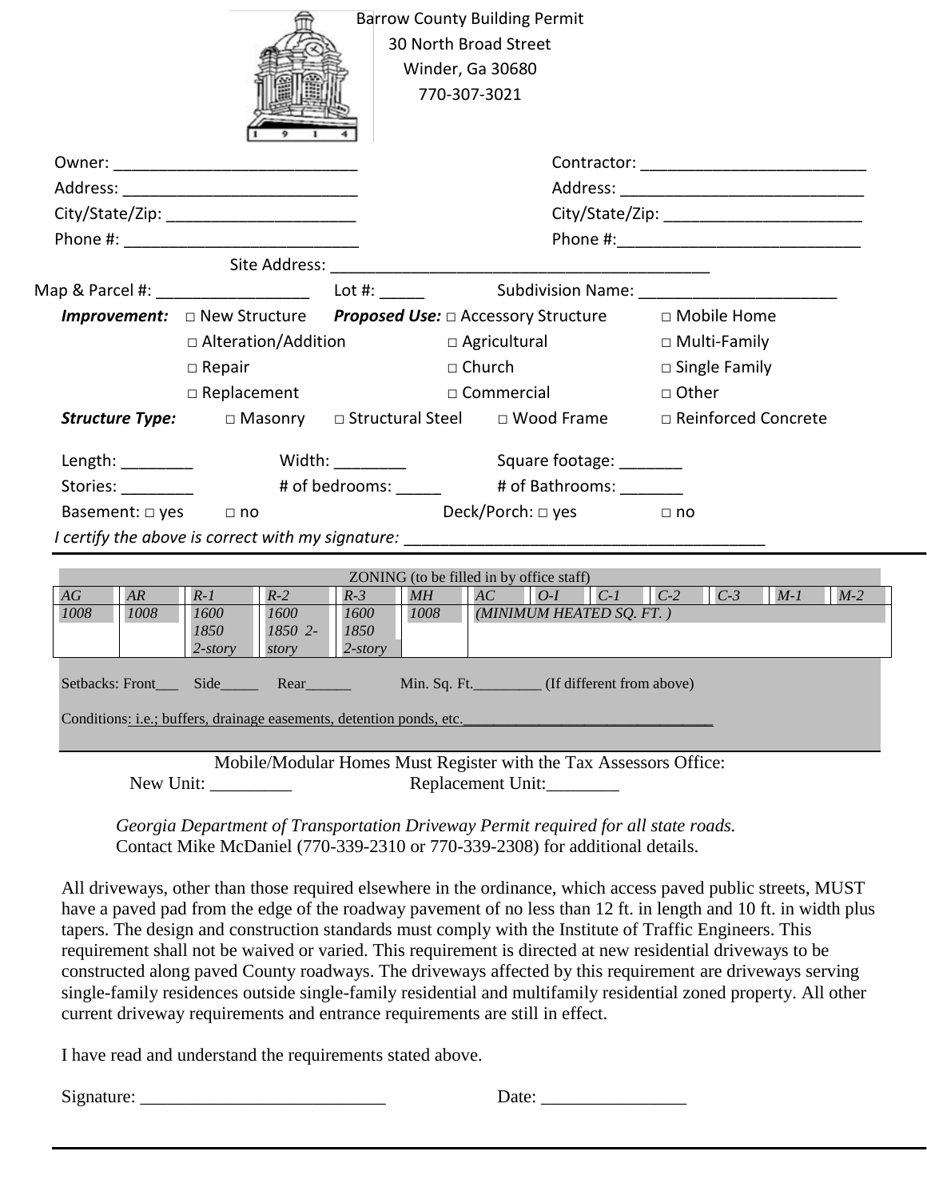# Barrow County Building Permit

30 North Broad Street
Winder, Ga 30680
770-307-3021

Owner: ___________________________ Contractor: _________________________

Address: __________________________ Address: ___________________________

City/State/Zip: _____________________ City/State/Zip: ______________________

Phone #: ___________________________ Phone #:___________________________

Site Address: ___________________________________________

Map & Parcel #: _________________ Lot #: _____ Subdivision Name: ______________________

***Improvement:*** □ New Structure □ Alteration/Addition □ Repair □ Replacement

***Proposed Use:*** □ Accessory Structure □ Agricultural □ Church □ Commercial □ Mobile Home □ Multi-Family □ Single Family □ Other

***Structure Type:*** □ Masonry □ Structural Steel □ Wood Frame □ Reinforced Concrete

Length: ________ Width: ________ Square footage: _______

Stories: ________ # of bedrooms: _____ # of Bathrooms: _______

Basement: □ yes □ no Deck/Porch: □ yes □ no

*I certify the above is correct with my signature:* _______________________________________

ZONING (to be filled in by office staff)

| *AG* | *AR* | *R-1* | *R-2* | *R-3* | *MH* | *AC* | *O-I* | *C-1* | *C-2* | *C-3* | *M-1* | *M-2* |
|---|---|---|---|---|---|---|---|---|---|---|---|---|
| *1008* | *1008* | *1600* *1850* *2-story* | *1600* *1850 2-story* | *1600* *1850* *2-story* | *1008* | *(MINIMUM HEATED SQ. FT. )* | | | | | | |

Setbacks: Front___ Side_____ Rear______ Min. Sq. Ft.________ (If different from above)

Conditions: i.e.; buffers, drainage easements, detention ponds, etc._______________________________

Mobile/Modular Homes Must Register with the Tax Assessors Office:

New Unit: _________ Replacement Unit:________

*Georgia Department of Transportation Driveway Permit required for all state roads.*
Contact Mike McDaniel (770-339-2310 or 770-339-2308) for additional details.

All driveways, other than those required elsewhere in the ordinance, which access paved public streets, MUST have a paved pad from the edge of the roadway pavement of no less than 12 ft. in length and 10 ft. in width plus tapers. The design and construction standards must comply with the Institute of Traffic Engineers. This requirement shall not be waived or varied. This requirement is directed at new residential driveways to be constructed along paved County roadways. The driveways affected by this requirement are driveways serving single-family residences outside single-family residential and multifamily residential zoned property. All other current driveway requirements and entrance requirements are still in effect.

I have read and understand the requirements stated above.

Signature: ___________________________ Date: ________________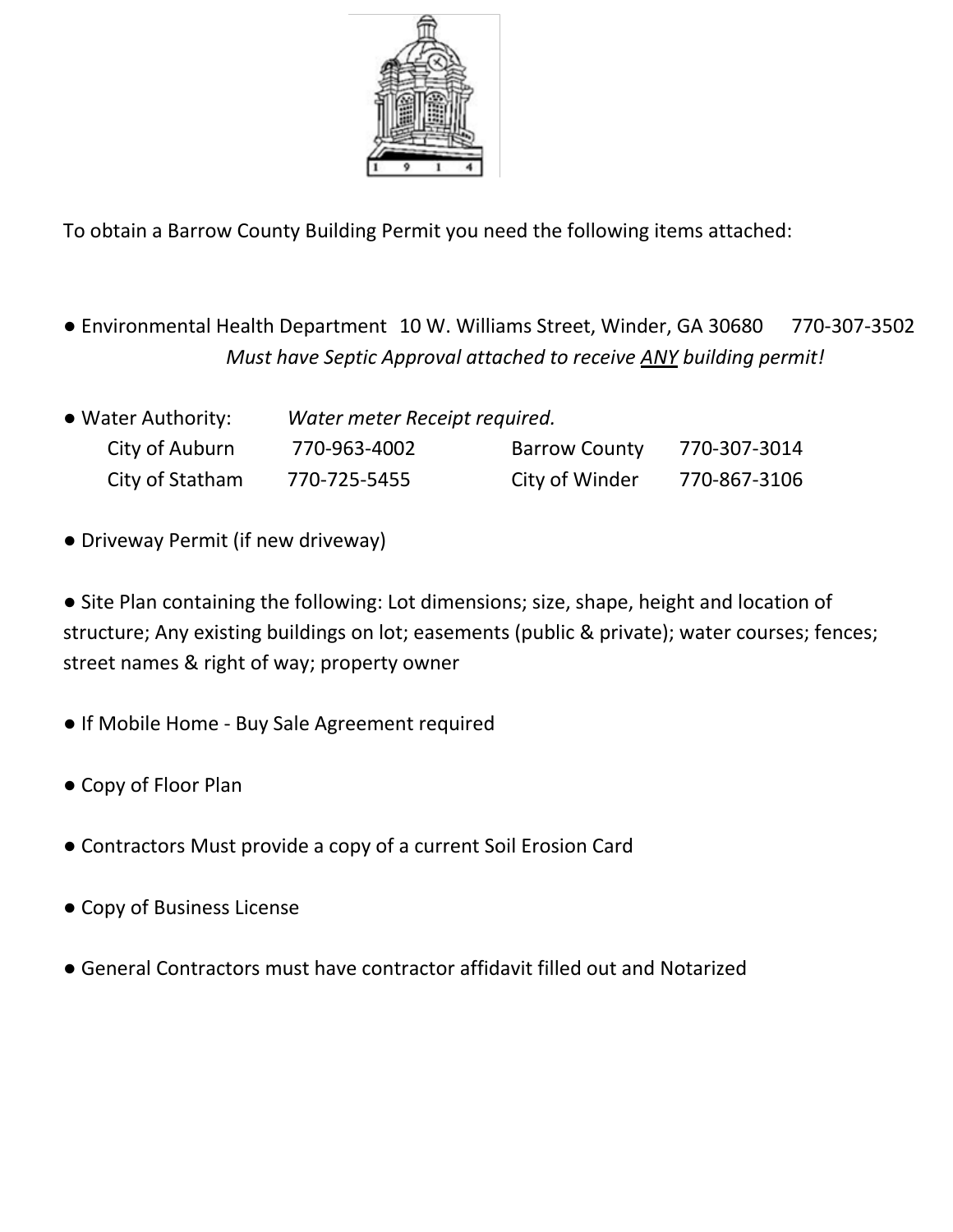To obtain a Barrow County Building Permit you need the following items attached:

- Environmental Health Department 10 W. Williams Street, Winder, GA 30680 770-307-3502
  *Must have Septic Approval attached to receive ANY building permit!*

- Water Authority: *Water meter Receipt required.*

| | | | |
|---|---|---|---|
| City of Auburn | 770-963-4002 | Barrow County | 770-307-3014 |
| City of Statham | 770-725-5455 | City of Winder | 770-867-3106 |

- Driveway Permit (if new driveway)

- Site Plan containing the following: Lot dimensions; size, shape, height and location of structure; Any existing buildings on lot; easements (public & private); water courses; fences; street names & right of way; property owner

- If Mobile Home - Buy Sale Agreement required

- Copy of Floor Plan

- Contractors Must provide a copy of a current Soil Erosion Card

- Copy of Business License

- General Contractors must have contractor affidavit filled out and Notarized